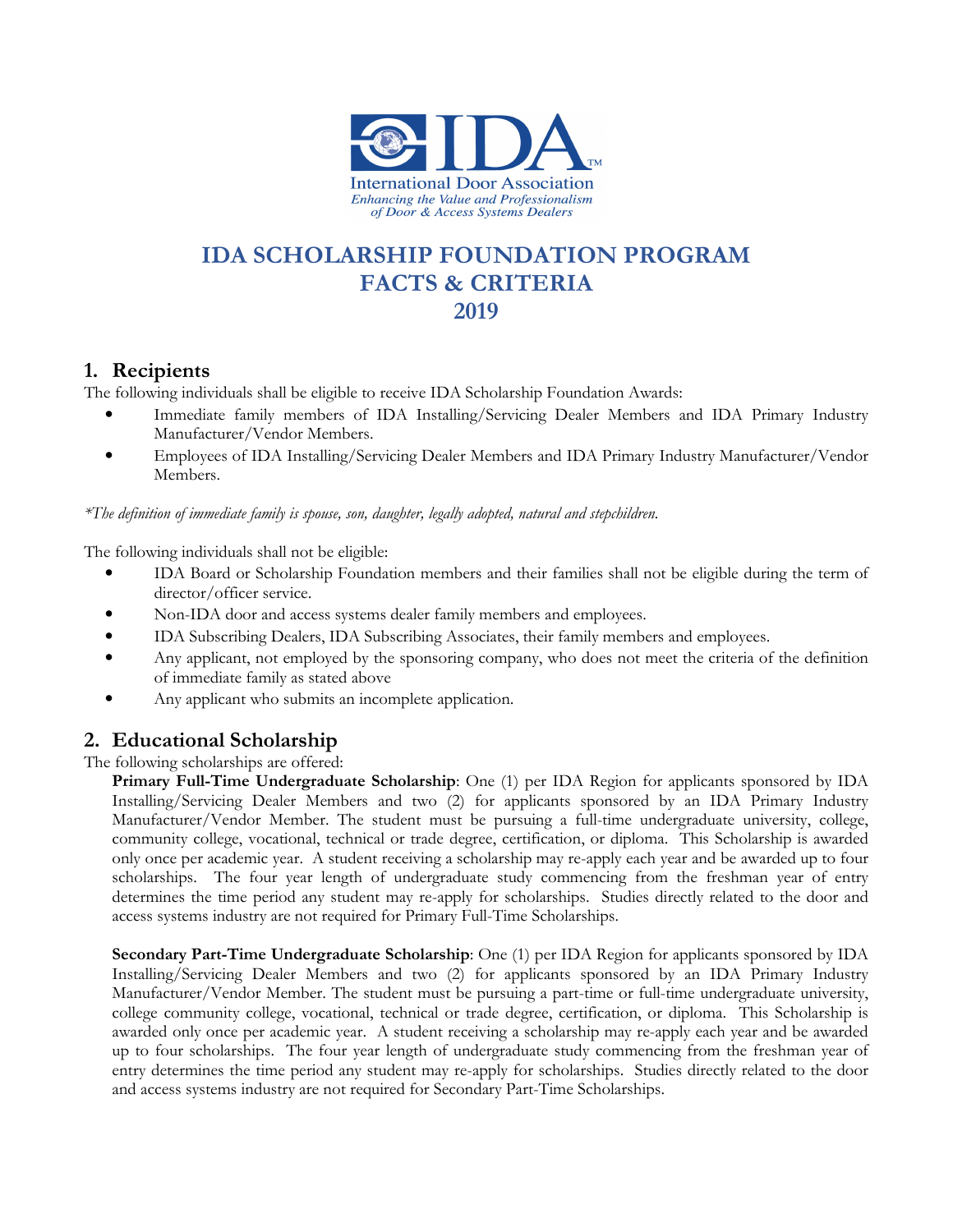IDA

International Door Association

*Enhancing the Value and Professionalism of Door & Access Systems Dealers*

# IDA SCHOLARSHIP FOUNDATION PROGRAM FACTS & CRITERIA 2019

## 1. Recipients

The following individuals shall be eligible to receive IDA Scholarship Foundation Awards:

- Immediate family members of IDA Installing/Servicing Dealer Members and IDA Primary Industry Manufacturer/Vendor Members.
- Employees of IDA Installing/Servicing Dealer Members and IDA Primary Industry Manufacturer/Vendor Members.

*\*The definition of immediate family is spouse, son, daughter, legally adopted, natural and stepchildren.*

The following individuals shall not be eligible:

- IDA Board or Scholarship Foundation members and their families shall not be eligible during the term of director/officer service.
- Non-IDA door and access systems dealer family members and employees.
- IDA Subscribing Dealers, IDA Subscribing Associates, their family members and employees.
- Any applicant, not employed by the sponsoring company, who does not meet the criteria of the definition of immediate family as stated above
- Any applicant who submits an incomplete application.

## 2. Educational Scholarship

The following scholarships are offered:

**Primary Full-Time Undergraduate Scholarship**: One (1) per IDA Region for applicants sponsored by IDA Installing/Servicing Dealer Members and two (2) for applicants sponsored by an IDA Primary Industry Manufacturer/Vendor Member. The student must be pursuing a full-time undergraduate university, college, community college, vocational, technical or trade degree, certification, or diploma. This Scholarship is awarded only once per academic year. A student receiving a scholarship may re-apply each year and be awarded up to four scholarships. The four year length of undergraduate study commencing from the freshman year of entry determines the time period any student may re-apply for scholarships. Studies directly related to the door and access systems industry are not required for Primary Full-Time Scholarships.

**Secondary Part-Time Undergraduate Scholarship**: One (1) per IDA Region for applicants sponsored by IDA Installing/Servicing Dealer Members and two (2) for applicants sponsored by an IDA Primary Industry Manufacturer/Vendor Member. The student must be pursuing a part-time or full-time undergraduate university, college community college, vocational, technical or trade degree, certification, or diploma. This Scholarship is awarded only once per academic year. A student receiving a scholarship may re-apply each year and be awarded up to four scholarships. The four year length of undergraduate study commencing from the freshman year of entry determines the time period any student may re-apply for scholarships. Studies directly related to the door and access systems industry are not required for Secondary Part-Time Scholarships.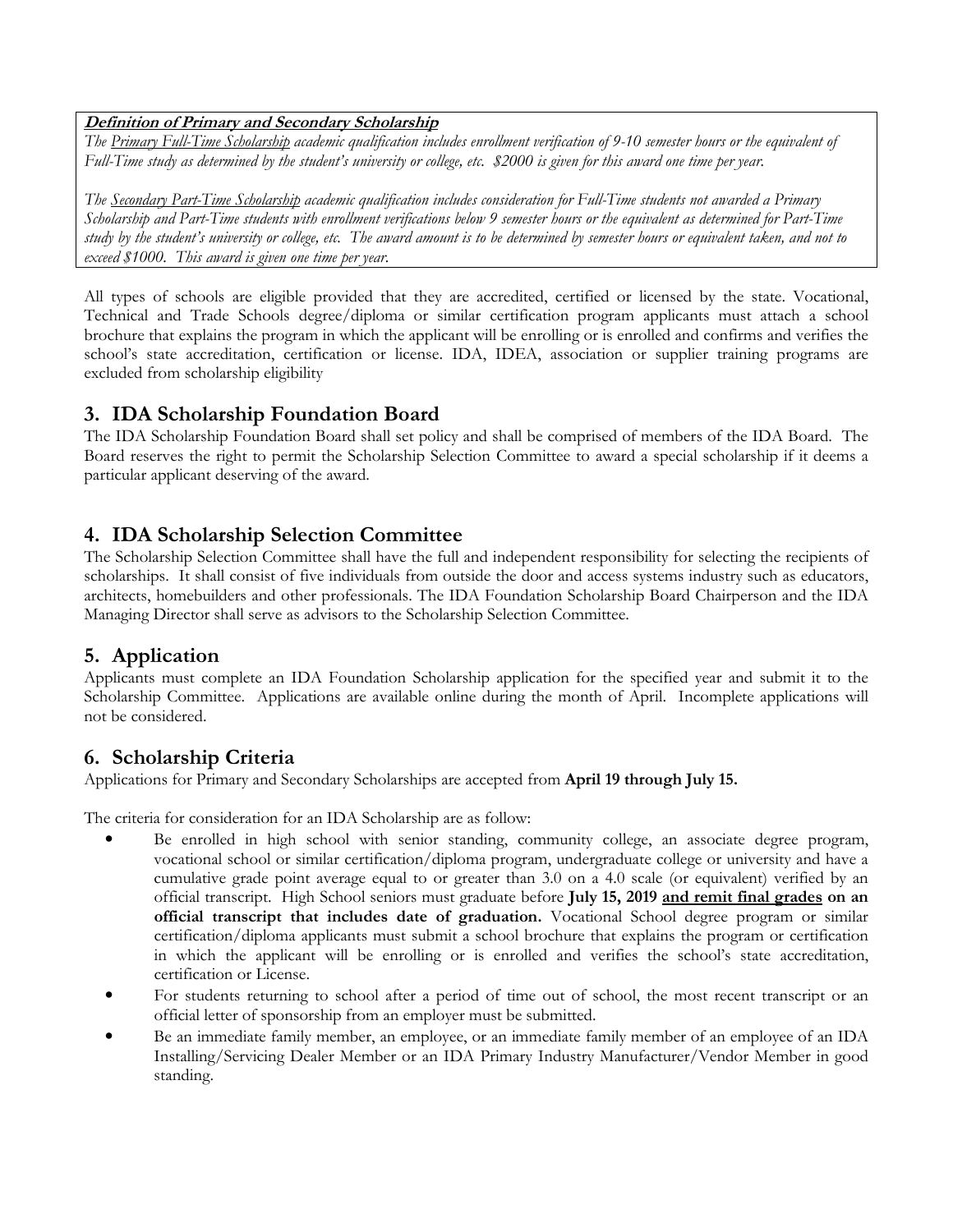**_Definition of Primary and Secondary Scholarship_**

*The* *<u>Primary Full-Time Scholarship</u>* *academic qualification includes enrollment verification of 9-10 semester hours or the equivalent of Full-Time study as determined by the student's university or college, etc. $2000 is given for this award one time per year.*

*The* *<u>Secondary Part-Time Scholarship</u>* *academic qualification includes consideration for Full-Time students not awarded a Primary Scholarship and Part-Time students with enrollment verifications below 9 semester hours or the equivalent as determined for Part-Time study by the student's university or college, etc. The award amount is to be determined by semester hours or equivalent taken, and not to exceed $1000. This award is given one time per year.*

All types of schools are eligible provided that they are accredited, certified or licensed by the state. Vocational, Technical and Trade Schools degree/diploma or similar certification program applicants must attach a school brochure that explains the program in which the applicant will be enrolling or is enrolled and confirms and verifies the school's state accreditation, certification or license. IDA, IDEA, association or supplier training programs are excluded from scholarship eligibility

## 3. IDA Scholarship Foundation Board

The IDA Scholarship Foundation Board shall set policy and shall be comprised of members of the IDA Board. The Board reserves the right to permit the Scholarship Selection Committee to award a special scholarship if it deems a particular applicant deserving of the award.

## 4. IDA Scholarship Selection Committee

The Scholarship Selection Committee shall have the full and independent responsibility for selecting the recipients of scholarships. It shall consist of five individuals from outside the door and access systems industry such as educators, architects, homebuilders and other professionals. The IDA Foundation Scholarship Board Chairperson and the IDA Managing Director shall serve as advisors to the Scholarship Selection Committee.

## 5. Application

Applicants must complete an IDA Foundation Scholarship application for the specified year and submit it to the Scholarship Committee. Applications are available online during the month of April. Incomplete applications will not be considered.

## 6. Scholarship Criteria

Applications for Primary and Secondary Scholarships are accepted from **April 19 through July 15.**

The criteria for consideration for an IDA Scholarship are as follow:

- Be enrolled in high school with senior standing, community college, an associate degree program, vocational school or similar certification/diploma program, undergraduate college or university and have a cumulative grade point average equal to or greater than 3.0 on a 4.0 scale (or equivalent) verified by an official transcript. High School seniors must graduate before **July 15, 2019 <u>and remit final grades</u> on an official transcript that includes date of graduation.** Vocational School degree program or similar certification/diploma applicants must submit a school brochure that explains the program or certification in which the applicant will be enrolling or is enrolled and verifies the school's state accreditation, certification or License.
- For students returning to school after a period of time out of school, the most recent transcript or an official letter of sponsorship from an employer must be submitted.
- Be an immediate family member, an employee, or an immediate family member of an employee of an IDA Installing/Servicing Dealer Member or an IDA Primary Industry Manufacturer/Vendor Member in good standing.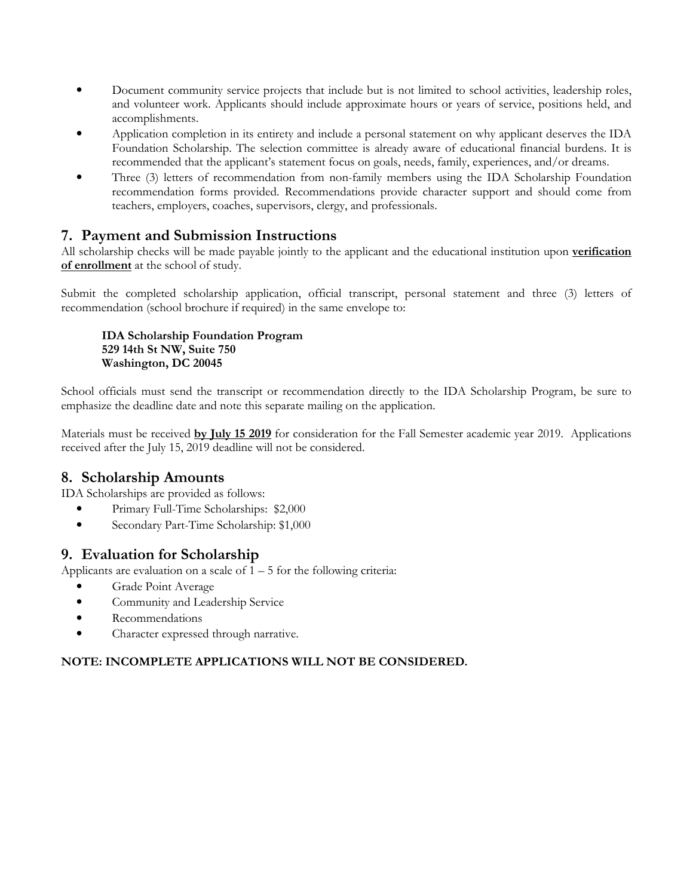- Document community service projects that include but is not limited to school activities, leadership roles, and volunteer work. Applicants should include approximate hours or years of service, positions held, and accomplishments.
- Application completion in its entirety and include a personal statement on why applicant deserves the IDA Foundation Scholarship. The selection committee is already aware of educational financial burdens. It is recommended that the applicant's statement focus on goals, needs, family, experiences, and/or dreams.
- Three (3) letters of recommendation from non-family members using the IDA Scholarship Foundation recommendation forms provided. Recommendations provide character support and should come from teachers, employers, coaches, supervisors, clergy, and professionals.

## 7. Payment and Submission Instructions

All scholarship checks will be made payable jointly to the applicant and the educational institution upon **verification of enrollment** at the school of study.

Submit the completed scholarship application, official transcript, personal statement and three (3) letters of recommendation (school brochure if required) in the same envelope to:

**IDA Scholarship Foundation Program**
**529 14th St NW, Suite 750**
**Washington, DC 20045**

School officials must send the transcript or recommendation directly to the IDA Scholarship Program, be sure to emphasize the deadline date and note this separate mailing on the application.

Materials must be received **by July 15 2019** for consideration for the Fall Semester academic year 2019. Applications received after the July 15, 2019 deadline will not be considered.

## 8. Scholarship Amounts

IDA Scholarships are provided as follows:

- Primary Full-Time Scholarships: $2,000
- Secondary Part-Time Scholarship: $1,000

## 9. Evaluation for Scholarship

Applicants are evaluation on a scale of 1 – 5 for the following criteria:

- Grade Point Average
- Community and Leadership Service
- Recommendations
- Character expressed through narrative.

**NOTE: INCOMPLETE APPLICATIONS WILL NOT BE CONSIDERED.**